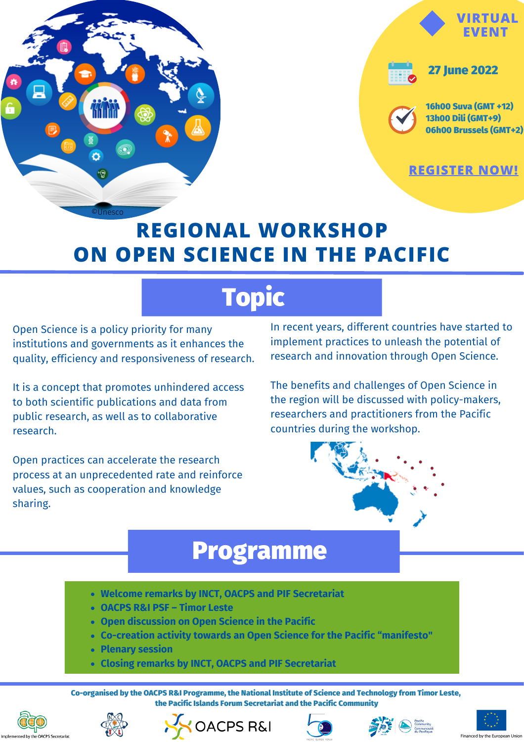VIRTUAL EVENT

27 June 2022

16h00 Suva (GMT +12)
13h00 Dili (GMT+9)
06h00 Brussels (GMT+2)

REGISTER NOW!

©Unesco

# REGIONAL WORKSHOP ON OPEN SCIENCE IN THE PACIFIC

## Topic

Open Science is a policy priority for many institutions and governments as it enhances the quality, efficiency and responsiveness of research.

It is a concept that promotes unhindered access to both scientific publications and data from public research, as well as to collaborative research.

Open practices can accelerate the research process at an unprecedented rate and reinforce values, such as cooperation and knowledge sharing.

In recent years, different countries have started to implement practices to unleash the potential of research and innovation through Open Science.

The benefits and challenges of Open Science in the region will be discussed with policy-makers, researchers and practitioners from the Pacific countries during the workshop.

## Programme

- **Welcome remarks by INCT, OACPS and PIF Secretariat**
- **OACPS R&I PSF – Timor Leste**
- **Open discussion on Open Science in the Pacific**
- **Co-creation activity towards an Open Science for the Pacific "manifesto"**
- **Plenary session**
- **Closing remarks by INCT, OACPS and PIF Secretariat**

**Co-organised by the OACPS R&I Programme, the National Institute of Science and Technology from Timor Leste, the Pacific Islands Forum Secretariat and the Pacific Community**

Implemented by the OACPS Secretariat

OACPS R&I

Financed by the European Union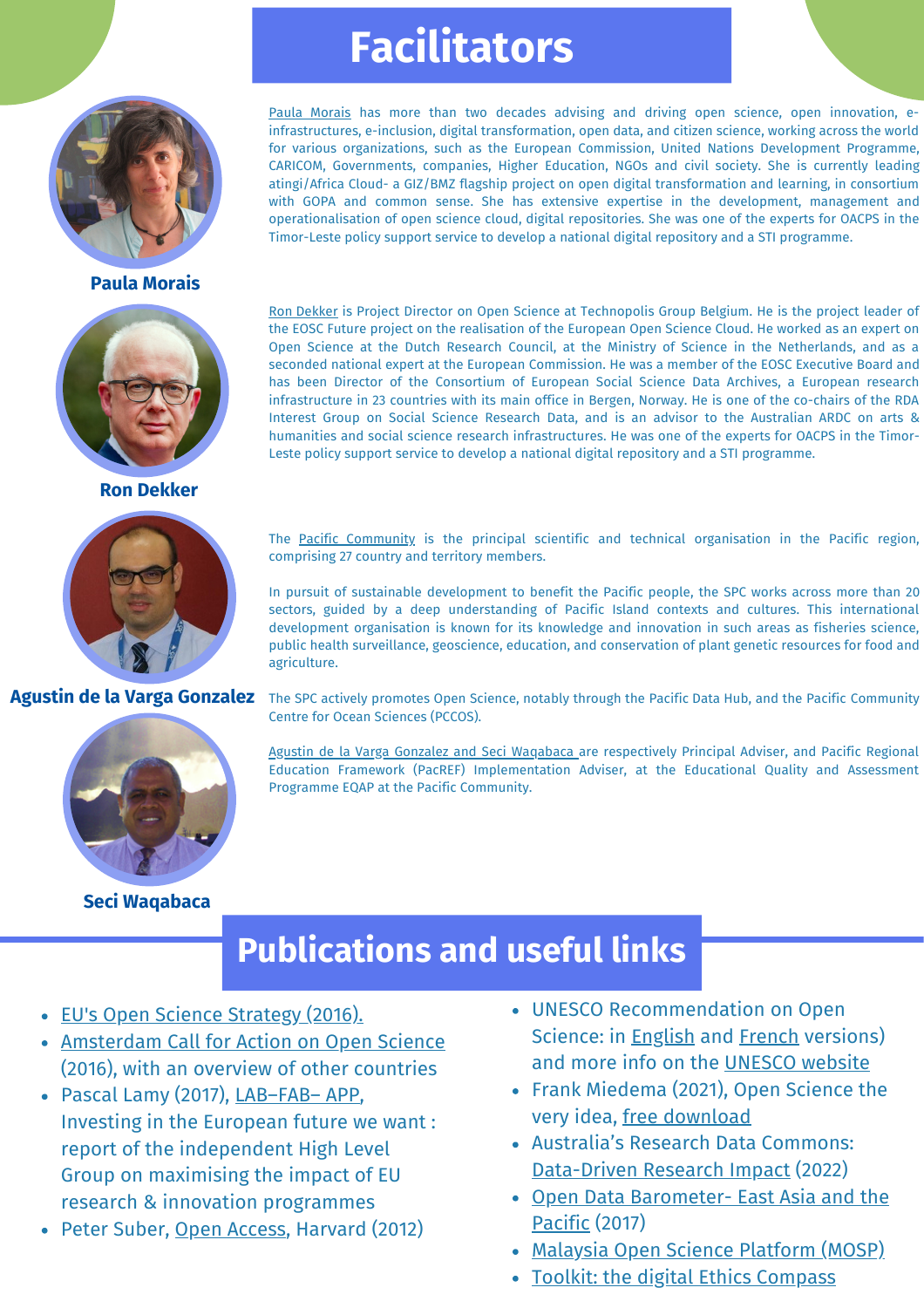# Facilitators

**Paula Morais**

Paula Morais has more than two decades advising and driving open science, open innovation, e-infrastructures, e-inclusion, digital transformation, open data, and citizen science, working across the world for various organizations, such as the European Commission, United Nations Development Programme, CARICOM, Governments, companies, Higher Education, NGOs and civil society. She is currently leading atingi/Africa Cloud- a GIZ/BMZ flagship project on open digital transformation and learning, in consortium with GOPA and common sense. She has extensive expertise in the development, management and operationalisation of open science cloud, digital repositories. She was one of the experts for OACPS in the Timor-Leste policy support service to develop a national digital repository and a STI programme.

**Ron Dekker**

Ron Dekker is Project Director on Open Science at Technopolis Group Belgium. He is the project leader of the EOSC Future project on the realisation of the European Open Science Cloud. He worked as an expert on Open Science at the Dutch Research Council, at the Ministry of Science in the Netherlands, and as a seconded national expert at the European Commission. He was a member of the EOSC Executive Board and has been Director of the Consortium of European Social Science Data Archives, a European research infrastructure in 23 countries with its main office in Bergen, Norway. He is one of the co-chairs of the RDA Interest Group on Social Science Research Data, and is an advisor to the Australian ARDC on arts & humanities and social science research infrastructures. He was one of the experts for OACPS in the Timor-Leste policy support service to develop a national digital repository and a STI programme.

**Agustin de la Varga Gonzalez**

**Seci Waqabaca**

The Pacific Community is the principal scientific and technical organisation in the Pacific region, comprising 27 country and territory members.

In pursuit of sustainable development to benefit the Pacific people, the SPC works across more than 20 sectors, guided by a deep understanding of Pacific Island contexts and cultures. This international development organisation is known for its knowledge and innovation in such areas as fisheries science, public health surveillance, geoscience, education, and conservation of plant genetic resources for food and agriculture.

The SPC actively promotes Open Science, notably through the Pacific Data Hub, and the Pacific Community Centre for Ocean Sciences (PCCOS).

Agustin de la Varga Gonzalez and Seci Waqabaca are respectively Principal Adviser, and Pacific Regional Education Framework (PacREF) Implementation Adviser, at the Educational Quality and Assessment Programme EQAP at the Pacific Community.

# Publications and useful links

- EU's Open Science Strategy (2016).
- Amsterdam Call for Action on Open Science (2016), with an overview of other countries
- Pascal Lamy (2017), LAB–FAB– APP, Investing in the European future we want : report of the independent High Level Group on maximising the impact of EU research & innovation programmes
- Peter Suber, Open Access, Harvard (2012)
- UNESCO Recommendation on Open Science: in English and French versions) and more info on the UNESCO website
- Frank Miedema (2021), Open Science the very idea, free download
- Australia's Research Data Commons: Data-Driven Research Impact (2022)
- Open Data Barometer- East Asia and the Pacific (2017)
- Malaysia Open Science Platform (MOSP)
- Toolkit: the digital Ethics Compass